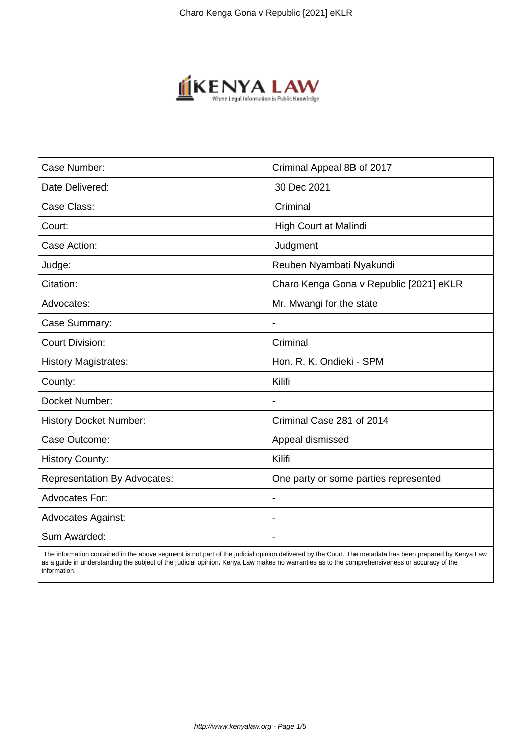| Case Number: | Criminal Appeal 8B of 2017 |
|---|---|
| Date Delivered: | 30 Dec 2021 |
| Case Class: | Criminal |
| Court: | High Court at Malindi |
| Case Action: | Judgment |
| Judge: | Reuben Nyambati Nyakundi |
| Citation: | Charo Kenga Gona v Republic [2021] eKLR |
| Advocates: | Mr. Mwangi for the state |
| Case Summary: | - |
| Court Division: | Criminal |
| History Magistrates: | Hon. R. K. Ondieki - SPM |
| County: | Kilifi |
| Docket Number: | - |
| History Docket Number: | Criminal Case 281 of 2014 |
| Case Outcome: | Appeal dismissed |
| History County: | Kilifi |
| Representation By Advocates: | One party or some parties represented |
| Advocates For: | - |
| Advocates Against: | - |
| Sum Awarded: | - |

The information contained in the above segment is not part of the judicial opinion delivered by the Court. The metadata has been prepared by Kenya Law as a guide in understanding the subject of the judicial opinion. Kenya Law makes no warranties as to the comprehensiveness or accuracy of the information.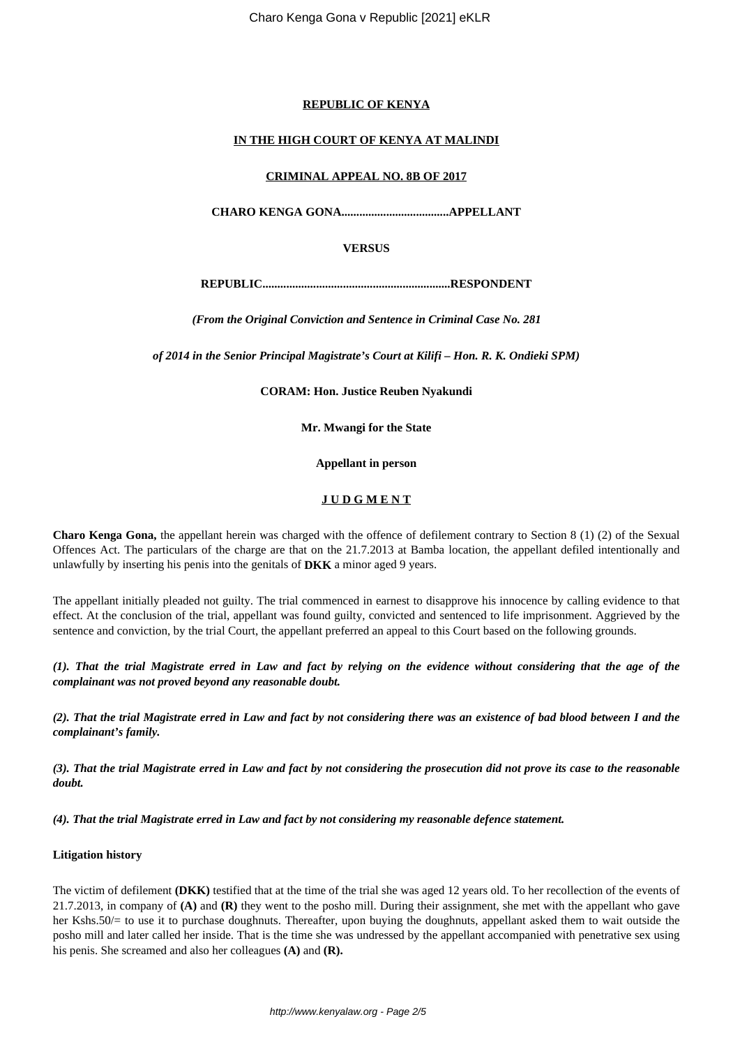**REPUBLIC OF KENYA**

**IN THE HIGH COURT OF KENYA AT MALINDI**

**CRIMINAL APPEAL NO. 8B OF 2017**

**CHARO KENGA GONA....................................APPELLANT**

**VERSUS**

**REPUBLIC...............................................................RESPONDENT**

***(From the Original Conviction and Sentence in Criminal Case No. 281***

***of 2014 in the Senior Principal Magistrate's Court at Kilifi – Hon. R. K. Ondieki SPM)***

**CORAM: Hon. Justice Reuben Nyakundi**

**Mr. Mwangi for the State**

**Appellant in person**

**J U D G M E N T**

**Charo Kenga Gona,** the appellant herein was charged with the offence of defilement contrary to Section 8 (1) (2) of the Sexual Offences Act. The particulars of the charge are that on the 21.7.2013 at Bamba location, the appellant defiled intentionally and unlawfully by inserting his penis into the genitals of **DKK** a minor aged 9 years.

The appellant initially pleaded not guilty. The trial commenced in earnest to disapprove his innocence by calling evidence to that effect. At the conclusion of the trial, appellant was found guilty, convicted and sentenced to life imprisonment. Aggrieved by the sentence and conviction, by the trial Court, the appellant preferred an appeal to this Court based on the following grounds.

***(1). That the trial Magistrate erred in Law and fact by relying on the evidence without considering that the age of the complainant was not proved beyond any reasonable doubt.***

***(2). That the trial Magistrate erred in Law and fact by not considering there was an existence of bad blood between I and the complainant's family.***

***(3). That the trial Magistrate erred in Law and fact by not considering the prosecution did not prove its case to the reasonable doubt.***

***(4). That the trial Magistrate erred in Law and fact by not considering my reasonable defence statement.***

**Litigation history**

The victim of defilement **(DKK)** testified that at the time of the trial she was aged 12 years old. To her recollection of the events of 21.7.2013, in company of **(A)** and **(R)** they went to the posho mill. During their assignment, she met with the appellant who gave her Kshs.50/= to use it to purchase doughnuts. Thereafter, upon buying the doughnuts, appellant asked them to wait outside the posho mill and later called her inside. That is the time she was undressed by the appellant accompanied with penetrative sex using his penis. She screamed and also her colleagues **(A)** and **(R).**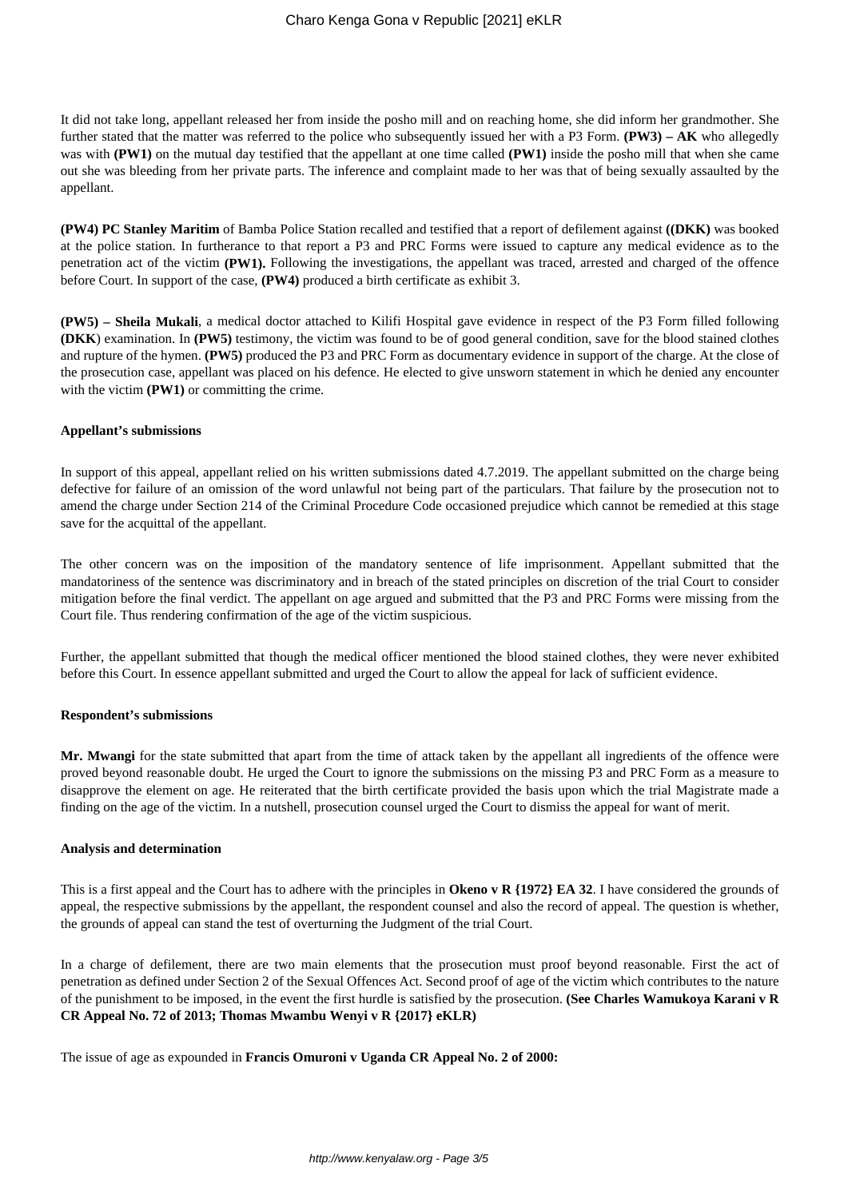It did not take long, appellant released her from inside the posho mill and on reaching home, she did inform her grandmother. She further stated that the matter was referred to the police who subsequently issued her with a P3 Form. **(PW3) – AK** who allegedly was with **(PW1)** on the mutual day testified that the appellant at one time called **(PW1)** inside the posho mill that when she came out she was bleeding from her private parts. The inference and complaint made to her was that of being sexually assaulted by the appellant.

**(PW4) PC Stanley Maritim** of Bamba Police Station recalled and testified that a report of defilement against **((DKK)** was booked at the police station. In furtherance to that report a P3 and PRC Forms were issued to capture any medical evidence as to the penetration act of the victim **(PW1).** Following the investigations, the appellant was traced, arrested and charged of the offence before Court. In support of the case, **(PW4)** produced a birth certificate as exhibit 3.

**(PW5) – Sheila Mukali**, a medical doctor attached to Kilifi Hospital gave evidence in respect of the P3 Form filled following **(DKK**) examination. In **(PW5)** testimony, the victim was found to be of good general condition, save for the blood stained clothes and rupture of the hymen. **(PW5)** produced the P3 and PRC Form as documentary evidence in support of the charge. At the close of the prosecution case, appellant was placed on his defence. He elected to give unsworn statement in which he denied any encounter with the victim **(PW1)** or committing the crime.

**Appellant's submissions**

In support of this appeal, appellant relied on his written submissions dated 4.7.2019. The appellant submitted on the charge being defective for failure of an omission of the word unlawful not being part of the particulars. That failure by the prosecution not to amend the charge under Section 214 of the Criminal Procedure Code occasioned prejudice which cannot be remedied at this stage save for the acquittal of the appellant.

The other concern was on the imposition of the mandatory sentence of life imprisonment. Appellant submitted that the mandatoriness of the sentence was discriminatory and in breach of the stated principles on discretion of the trial Court to consider mitigation before the final verdict. The appellant on age argued and submitted that the P3 and PRC Forms were missing from the Court file. Thus rendering confirmation of the age of the victim suspicious.

Further, the appellant submitted that though the medical officer mentioned the blood stained clothes, they were never exhibited before this Court. In essence appellant submitted and urged the Court to allow the appeal for lack of sufficient evidence.

**Respondent's submissions**

**Mr. Mwangi** for the state submitted that apart from the time of attack taken by the appellant all ingredients of the offence were proved beyond reasonable doubt. He urged the Court to ignore the submissions on the missing P3 and PRC Form as a measure to disapprove the element on age. He reiterated that the birth certificate provided the basis upon which the trial Magistrate made a finding on the age of the victim. In a nutshell, prosecution counsel urged the Court to dismiss the appeal for want of merit.

**Analysis and determination**

This is a first appeal and the Court has to adhere with the principles in **Okeno v R {1972} EA 32**. I have considered the grounds of appeal, the respective submissions by the appellant, the respondent counsel and also the record of appeal. The question is whether, the grounds of appeal can stand the test of overturning the Judgment of the trial Court.

In a charge of defilement, there are two main elements that the prosecution must proof beyond reasonable. First the act of penetration as defined under Section 2 of the Sexual Offences Act. Second proof of age of the victim which contributes to the nature of the punishment to be imposed, in the event the first hurdle is satisfied by the prosecution. **(See Charles Wamukoya Karani v R CR Appeal No. 72 of 2013; Thomas Mwambu Wenyi v R {2017} eKLR)**

The issue of age as expounded in **Francis Omuroni v Uganda CR Appeal No. 2 of 2000:**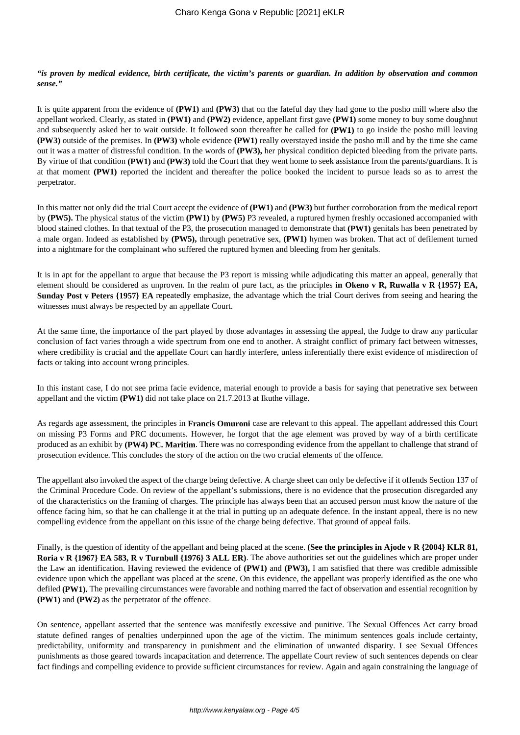***"is proven by medical evidence, birth certificate, the victim's parents or guardian. In addition by observation and common sense."***

It is quite apparent from the evidence of **(PW1)** and **(PW3)** that on the fateful day they had gone to the posho mill where also the appellant worked. Clearly, as stated in **(PW1)** and **(PW2)** evidence, appellant first gave **(PW1)** some money to buy some doughnut and subsequently asked her to wait outside. It followed soon thereafter he called for **(PW1)** to go inside the posho mill leaving **(PW3)** outside of the premises. In **(PW3)** whole evidence **(PW1)** really overstayed inside the posho mill and by the time she came out it was a matter of distressful condition. In the words of **(PW3),** her physical condition depicted bleeding from the private parts. By virtue of that condition **(PW1)** and **(PW3)** told the Court that they went home to seek assistance from the parents/guardians. It is at that moment **(PW1)** reported the incident and thereafter the police booked the incident to pursue leads so as to arrest the perpetrator.

In this matter not only did the trial Court accept the evidence of **(PW1)** and **(PW3)** but further corroboration from the medical report by **(PW5).** The physical status of the victim **(PW1)** by **(PW5)** P3 revealed, a ruptured hymen freshly occasioned accompanied with blood stained clothes. In that textual of the P3, the prosecution managed to demonstrate that **(PW1)** genitals has been penetrated by a male organ. Indeed as established by **(PW5),** through penetrative sex, **(PW1)** hymen was broken. That act of defilement turned into a nightmare for the complainant who suffered the ruptured hymen and bleeding from her genitals.

It is in apt for the appellant to argue that because the P3 report is missing while adjudicating this matter an appeal, generally that element should be considered as unproven. In the realm of pure fact, as the principles **in Okeno v R, Ruwalla v R {1957} EA, Sunday Post v Peters {1957} EA** repeatedly emphasize, the advantage which the trial Court derives from seeing and hearing the witnesses must always be respected by an appellate Court.

At the same time, the importance of the part played by those advantages in assessing the appeal, the Judge to draw any particular conclusion of fact varies through a wide spectrum from one end to another. A straight conflict of primary fact between witnesses, where credibility is crucial and the appellate Court can hardly interfere, unless inferentially there exist evidence of misdirection of facts or taking into account wrong principles.

In this instant case, I do not see prima facie evidence, material enough to provide a basis for saying that penetrative sex between appellant and the victim **(PW1)** did not take place on 21.7.2013 at Ikuthe village.

As regards age assessment, the principles in **Francis Omuroni** case are relevant to this appeal. The appellant addressed this Court on missing P3 Forms and PRC documents. However, he forgot that the age element was proved by way of a birth certificate produced as an exhibit by **(PW4) PC. Maritim**. There was no corresponding evidence from the appellant to challenge that strand of prosecution evidence. This concludes the story of the action on the two crucial elements of the offence.

The appellant also invoked the aspect of the charge being defective. A charge sheet can only be defective if it offends Section 137 of the Criminal Procedure Code. On review of the appellant's submissions, there is no evidence that the prosecution disregarded any of the characteristics on the framing of charges. The principle has always been that an accused person must know the nature of the offence facing him, so that he can challenge it at the trial in putting up an adequate defence. In the instant appeal, there is no new compelling evidence from the appellant on this issue of the charge being defective. That ground of appeal fails.

Finally, is the question of identity of the appellant and being placed at the scene. **(See the principles in Ajode v R {2004} KLR 81, Roria v R {1967} EA 583, R v Turnbull {1976} 3 ALL ER)**. The above authorities set out the guidelines which are proper under the Law an identification. Having reviewed the evidence of **(PW1)** and **(PW3),** I am satisfied that there was credible admissible evidence upon which the appellant was placed at the scene. On this evidence, the appellant was properly identified as the one who defiled **(PW1).** The prevailing circumstances were favorable and nothing marred the fact of observation and essential recognition by **(PW1)** and **(PW2)** as the perpetrator of the offence.

On sentence, appellant asserted that the sentence was manifestly excessive and punitive. The Sexual Offences Act carry broad statute defined ranges of penalties underpinned upon the age of the victim. The minimum sentences goals include certainty, predictability, uniformity and transparency in punishment and the elimination of unwanted disparity. I see Sexual Offences punishments as those geared towards incapacitation and deterrence. The appellate Court review of such sentences depends on clear fact findings and compelling evidence to provide sufficient circumstances for review. Again and again constraining the language of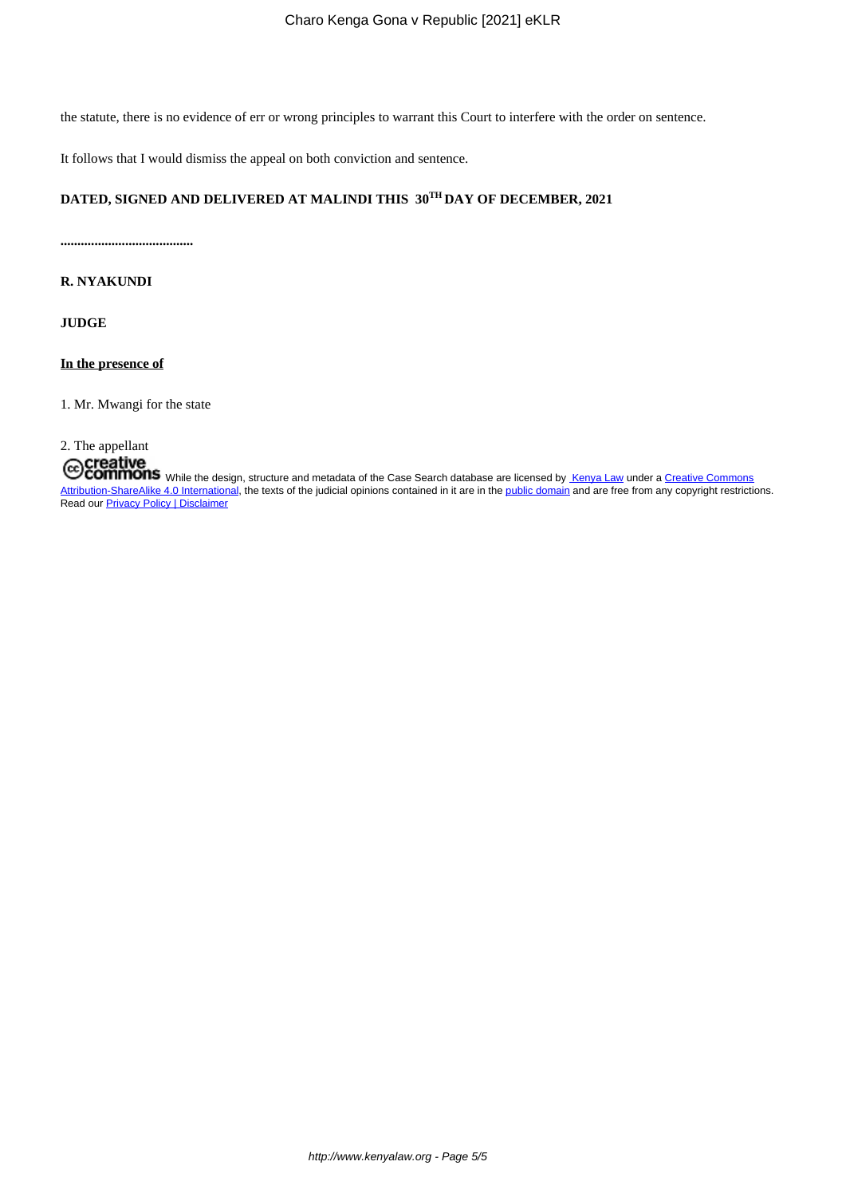the statute, there is no evidence of err or wrong principles to warrant this Court to interfere with the order on sentence.

It follows that I would dismiss the appeal on both conviction and sentence.

**DATED, SIGNED AND DELIVERED AT MALINDI THIS 30TH DAY OF DECEMBER, 2021**

**.......................................**

**R. NYAKUNDI**

**JUDGE**

**In the presence of**

1. Mr. Mwangi for the state

2. The appellant

While the design, structure and metadata of the Case Search database are licensed by Kenya Law under a Creative Commons Attribution-ShareAlike 4.0 International, the texts of the judicial opinions contained in it are in the public domain and are free from any copyright restrictions. Read our Privacy Policy | Disclaimer